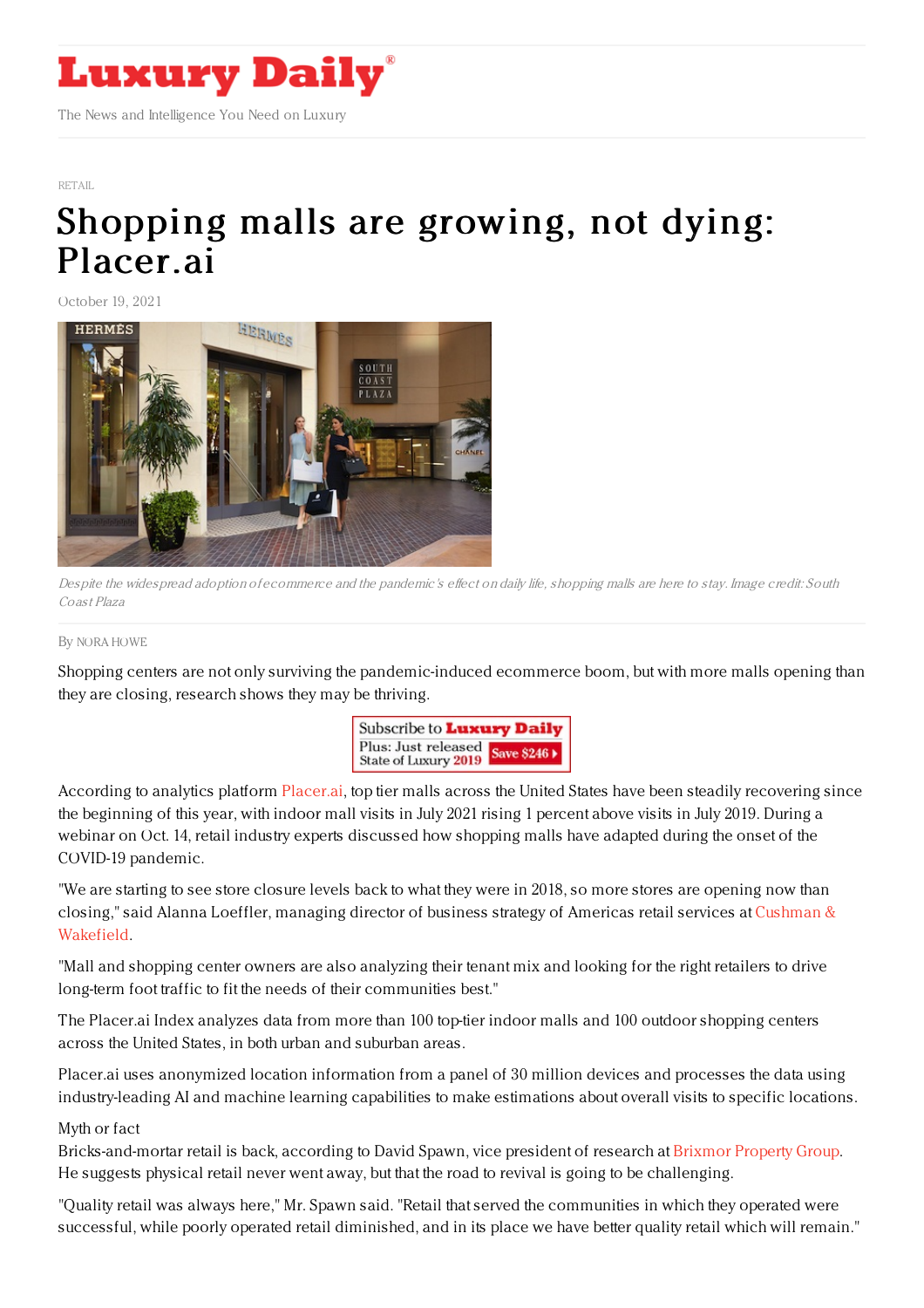# Luxury Daily

The News and Intelligence You Need on Luxury

RETAIL

# Shopping malls are growing, not dying: Placer.ai

October 19, 2021

*Despite the widespread adoption of ecommerce and the pandemic's effect on daily life, shopping malls are here to stay. Image credit: South Coast Plaza*

By NORA HOWE

Shopping centers are not only surviving the pandemic-induced ecommerce boom, but with more malls opening than they are closing, research shows they may be thriving.

According to analytics platform Placer.ai, top tier malls across the United States have been steadily recovering since the beginning of this year, with indoor mall visits in July 2021 rising 1 percent above visits in July 2019. During a webinar on Oct. 14, retail industry experts discussed how shopping malls have adapted during the onset of the COVID-19 pandemic.

"We are starting to see store closure levels back to what they were in 2018, so more stores are opening now than closing," said Alanna Loeffler, managing director of business strategy of Americas retail services at Cushman & Wakefield.

"Mall and shopping center owners are also analyzing their tenant mix and looking for the right retailers to drive long-term foot traffic to fit the needs of their communities best."

The Placer.ai Index analyzes data from more than 100 top-tier indoor malls and 100 outdoor shopping centers across the United States, in both urban and suburban areas.

Placer.ai uses anonymized location information from a panel of 30 million devices and processes the data using industry-leading AI and machine learning capabilities to make estimations about overall visits to specific locations.

## Myth or fact

Bricks-and-mortar retail is back, according to David Spawn, vice president of research at Brixmor Property Group. He suggests physical retail never went away, but that the road to revival is going to be challenging.

"Quality retail was always here," Mr. Spawn said. "Retail that served the communities in which they operated were successful, while poorly operated retail diminished, and in its place we have better quality retail which will remain."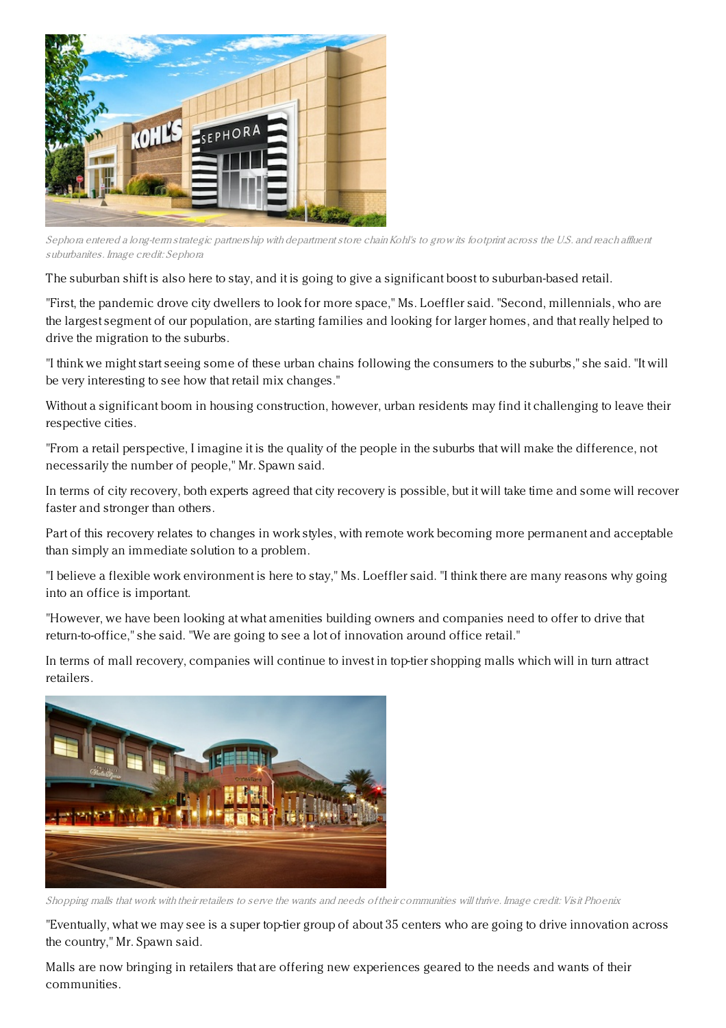*Sephora entered a long-term strategic partnership with department store chain Kohl's to grow its footprint across the U.S. and reach affluent suburbanites. Image credit: Sephora*

The suburban shift is also here to stay, and it is going to give a significant boost to suburban-based retail.

"First, the pandemic drove city dwellers to look for more space," Ms. Loeffler said. "Second, millennials, who are the largest segment of our population, are starting families and looking for larger homes, and that really helped to drive the migration to the suburbs.

"I think we might start seeing some of these urban chains following the consumers to the suburbs," she said. "It will be very interesting to see how that retail mix changes."

Without a significant boom in housing construction, however, urban residents may find it challenging to leave their respective cities.

"From a retail perspective, I imagine it is the quality of the people in the suburbs that will make the difference, not necessarily the number of people," Mr. Spawn said.

In terms of city recovery, both experts agreed that city recovery is possible, but it will take time and some will recover faster and stronger than others.

Part of this recovery relates to changes in work styles, with remote work becoming more permanent and acceptable than simply an immediate solution to a problem.

"I believe a flexible work environment is here to stay," Ms. Loeffler said. "I think there are many reasons why going into an office is important.

"However, we have been looking at what amenities building owners and companies need to offer to drive that return-to-office," she said. "We are going to see a lot of innovation around office retail."

In terms of mall recovery, companies will continue to invest in top-tier shopping malls which will in turn attract retailers.

*Shopping malls that work with their retailers to serve the wants and needs of their communities will thrive. Image credit: Visit Phoenix*

"Eventually, what we may see is a super top-tier group of about 35 centers who are going to drive innovation across the country," Mr. Spawn said.

Malls are now bringing in retailers that are offering new experiences geared to the needs and wants of their communities.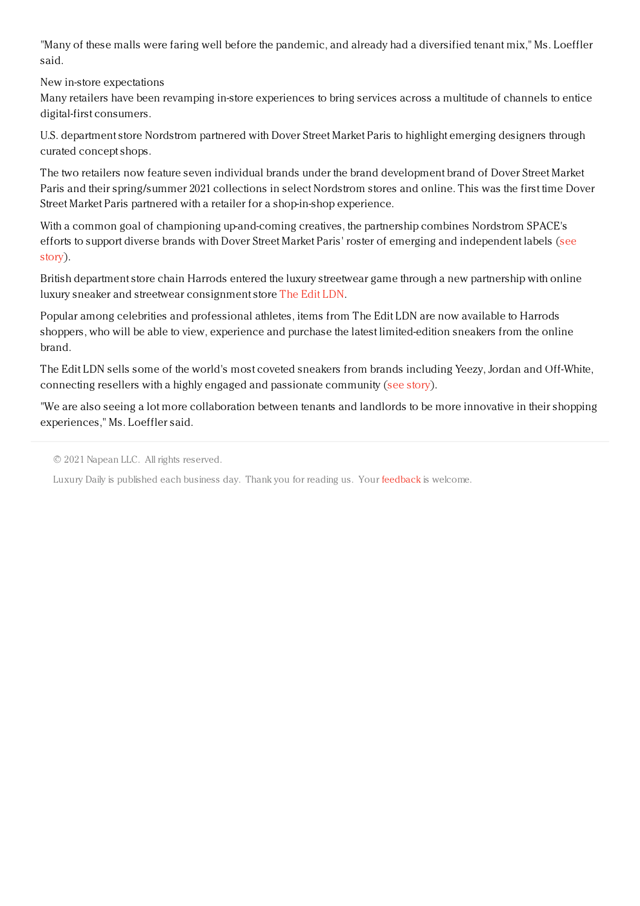"Many of these malls were faring well before the pandemic, and already had a diversified tenant mix," Ms. Loeffler said.

## New in-store expectations

Many retailers have been revamping in-store experiences to bring services across a multitude of channels to entice digital-first consumers.

U.S. department store Nordstrom partnered with Dover Street Market Paris to highlight emerging designers through curated concept shops.

The two retailers now feature seven individual brands under the brand development brand of Dover Street Market Paris and their spring/summer 2021 collections in select Nordstrom stores and online. This was the first time Dover Street Market Paris partnered with a retailer for a shop-in-shop experience.

With a common goal of championing up-and-coming creatives, the partnership combines Nordstrom SPACE's efforts to support diverse brands with Dover Street Market Paris' roster of emerging and independent labels (see story).

British department store chain Harrods entered the luxury streetwear game through a new partnership with online luxury sneaker and streetwear consignment store The Edit LDN.

Popular among celebrities and professional athletes, items from The Edit LDN are now available to Harrods shoppers, who will be able to view, experience and purchase the latest limited-edition sneakers from the online brand.

The Edit LDN sells some of the world's most coveted sneakers from brands including Yeezy, Jordan and Off-White, connecting resellers with a highly engaged and passionate community (see story).

"We are also seeing a lot more collaboration between tenants and landlords to be more innovative in their shopping experiences," Ms. Loeffler said.

---

© 2021 Napean LLC. All rights reserved.

Luxury Daily is published each business day. Thank you for reading us. Your feedback is welcome.